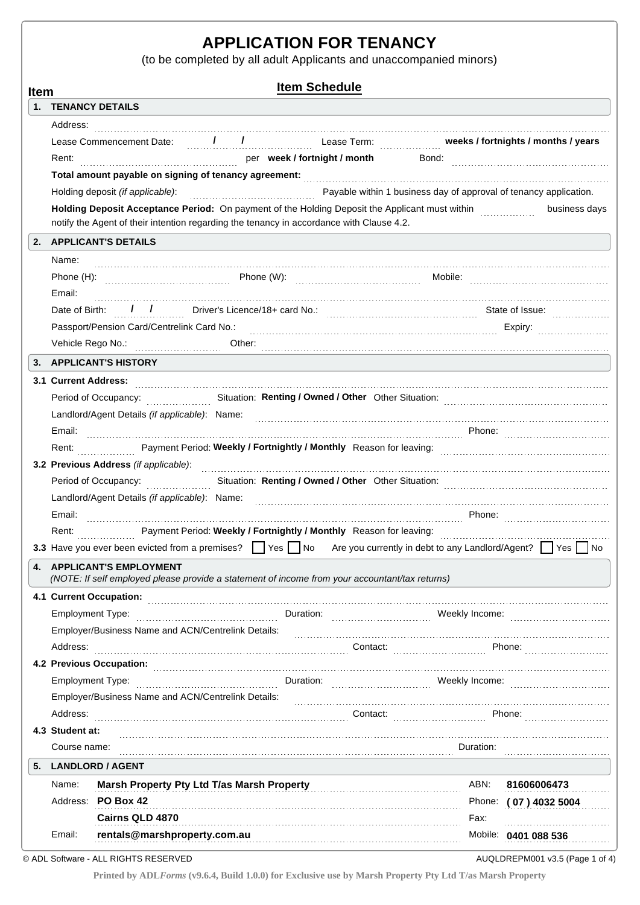# APPLICATION FOR TENANCY

(to be completed by all adult Applicants and unaccompanied minors)

**Item** — **Item Schedule**

## 1. TENANCY DETAILS

Address: ....................

Lease Commencement Date: / / Lease Term: .......... **weeks / fortnights / months / years**

Rent: .......... per **week / fortnight / month** Bond: ..........

**Total amount payable on signing of tenancy agreement:** ..........

Holding deposit *(if applicable)*: .......... Payable within 1 business day of approval of tenancy application.

**Holding Deposit Acceptance Period:** On payment of the Holding Deposit the Applicant must within .......... business days notify the Agent of their intention regarding the tenancy in accordance with Clause 4.2.

## 2. APPLICANT'S DETAILS

Name: ....................

Phone (H): .......... Phone (W): .......... Mobile: ..........

Email: ....................

Date of Birth: / / Driver's Licence/18+ card No.: .......... State of Issue: ..........

Passport/Pension Card/Centrelink Card No.: .......... Expiry: ..........

Vehicle Rego No.: .......... Other: ..........

## 3. APPLICANT'S HISTORY

**3.1 Current Address:** ....................

Period of Occupancy: .......... Situation: **Renting / Owned / Other** Other Situation: ..........

Landlord/Agent Details *(if applicable)*: Name: ..........

Email: .......... Phone: ..........

Rent: .......... Payment Period: **Weekly / Fortnightly / Monthly** Reason for leaving: ..........

**3.2 Previous Address** *(if applicable)*: ....................

Period of Occupancy: .......... Situation: **Renting / Owned / Other** Other Situation: ..........

Landlord/Agent Details *(if applicable)*: Name: ..........

Email: .......... Phone: ..........

Rent: .......... Payment Period: **Weekly / Fortnightly / Monthly** Reason for leaving: ..........

**3.3** Have you ever been evicted from a premises? ☐ Yes ☐ No Are you currently in debt to any Landlord/Agent? ☐ Yes ☐ No

## 4. APPLICANT'S EMPLOYMENT

*(NOTE: If self employed please provide a statement of income from your accountant/tax returns)*

**4.1 Current Occupation:** ....................

Employment Type: .......... Duration: .......... Weekly Income: ..........

Employer/Business Name and ACN/Centrelink Details: ..........

Address: .......... Contact: .......... Phone: ..........

**4.2 Previous Occupation:** ....................

Employment Type: .......... Duration: .......... Weekly Income: ..........

Employer/Business Name and ACN/Centrelink Details: ..........

Address: .......... Contact: .......... Phone: ..........

**4.3 Student at:** ....................

Course name: .......... Duration: ..........

## 5. LANDLORD / AGENT

Name: **Marsh Property Pty Ltd T/as Marsh Property** ABN: **81606006473**

Address: **PO Box 42** Phone: **( 07 ) 4032 5004**

**Cairns QLD 4870** Fax: ..........

Email: **rentals@marshproperty.com.au** Mobile: **0401 088 536**

© ADL Software - ALL RIGHTS RESERVED AUQLDREPM001 v3.5

Printed by ADL*Forms* (v9.6.4, Build 1.0.0) for Exclusive use by Marsh Property Pty Ltd T/as Marsh Property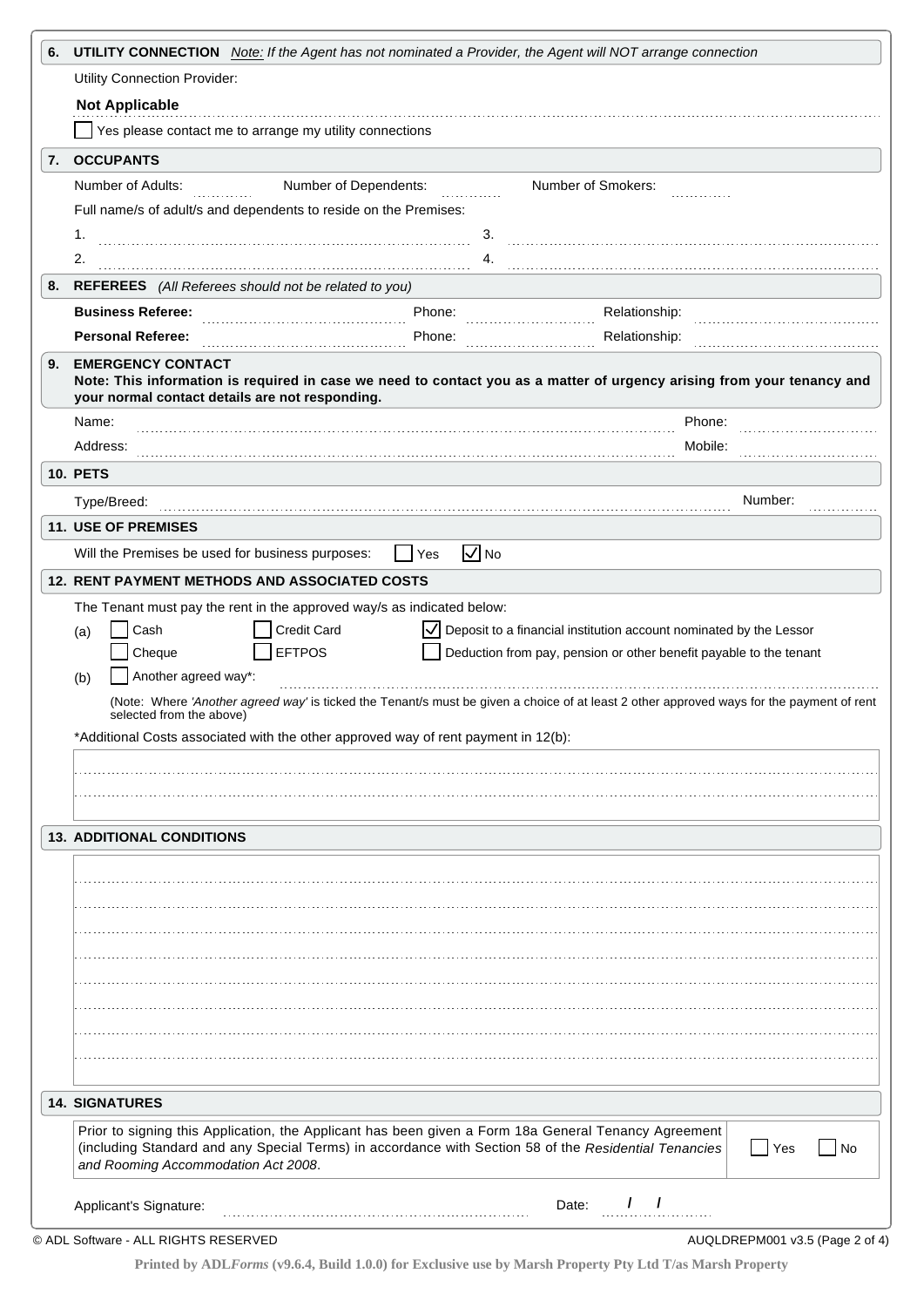## 6. UTILITY CONNECTION *Note: If the Agent has not nominated a Provider, the Agent will NOT arrange connection*

Utility Connection Provider:

**Not Applicable**

☐ Yes please contact me to arrange my utility connections

## 7. OCCUPANTS

Number of Adults: ............ Number of Dependents: ............ Number of Smokers: ............

Full name/s of adult/s and dependents to reside on the Premises:

1. ........................................ 3. ........................................
2. ........................................ 4. ........................................

## 8. REFEREES *(All Referees should not be related to you)*

**Business Referee:** ........................ Phone: ........................ Relationship: ........................

**Personal Referee:** ........................ Phone: ........................ Relationship: ........................

## 9. EMERGENCY CONTACT

**Note: This information is required in case we need to contact you as a matter of urgency arising from your tenancy and your normal contact details are not responding.**

Name: ........................................ Phone: ........................

Address: ........................................ Mobile: ........................

## 10. PETS

Type/Breed: ........................................ Number: ............

## 11. USE OF PREMISES

Will the Premises be used for business purposes: ☐ Yes ☑ No

## 12. RENT PAYMENT METHODS AND ASSOCIATED COSTS

The Tenant must pay the rent in the approved way/s as indicated below:

(a) ☐ Cash ☐ Credit Card ☑ Deposit to a financial institution account nominated by the Lessor

☐ Cheque ☐ EFTPOS ☐ Deduction from pay, pension or other benefit payable to the tenant

(b) ☐ Another agreed way*: ........................................

(Note: Where *'Another agreed way'* is ticked the Tenant/s must be given a choice of at least 2 other approved ways for the payment of rent selected from the above)

*Additional Costs associated with the other approved way of rent payment in 12(b):

........................................

........................................

## 13. ADDITIONAL CONDITIONS

........................................

## 14. SIGNATURES

Prior to signing this Application, the Applicant has been given a Form 18a General Tenancy Agreement (including Standard and any Special Terms) in accordance with Section 58 of the *Residential Tenancies and Rooming Accommodation Act 2008*. ☐ Yes ☐ No

Applicant's Signature: ........................................ Date: / /

© ADL Software - ALL RIGHTS RESERVED AUQLDREPM001 v3.5

**Printed by ADL*Forms* (v9.6.4, Build 1.0.0) for Exclusive use by Marsh Property Pty Ltd T/as Marsh Property**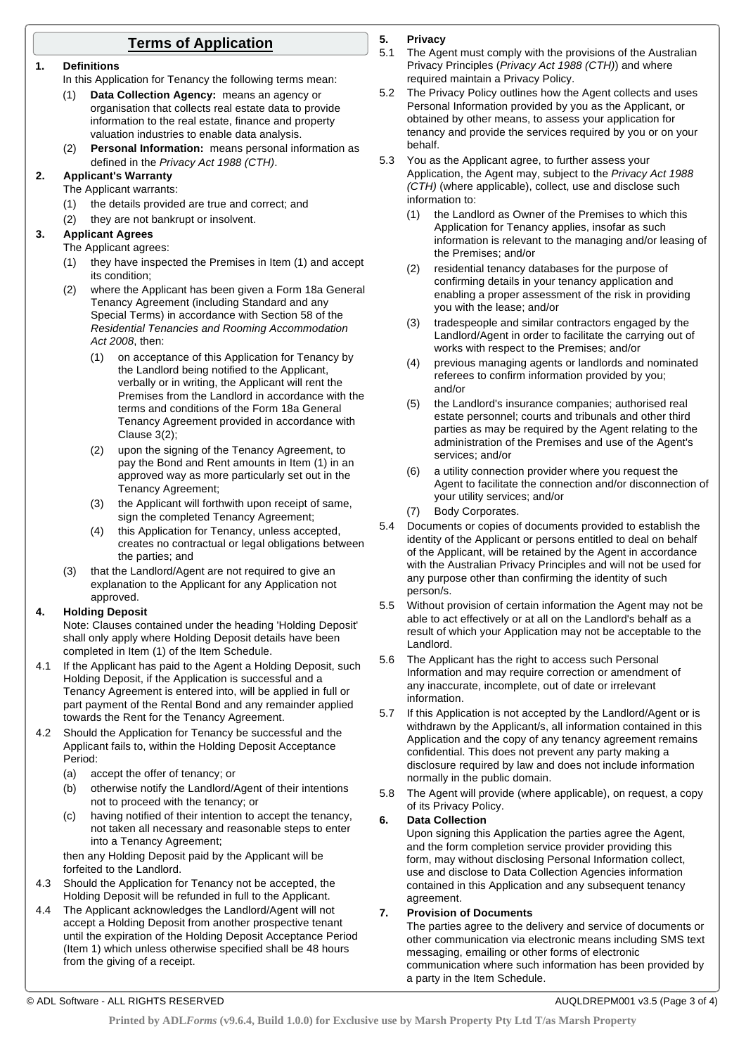# Terms of Application

**1. Definitions**

In this Application for Tenancy the following terms mean:

(1) **Data Collection Agency:** means an agency or organisation that collects real estate data to provide information to the real estate, finance and property valuation industries to enable data analysis.

(2) **Personal Information:** means personal information as defined in the *Privacy Act 1988 (CTH)*.

**2. Applicant's Warranty**

The Applicant warrants:

(1) the details provided are true and correct; and

(2) they are not bankrupt or insolvent.

**3. Applicant Agrees**

The Applicant agrees:

(1) they have inspected the Premises in Item (1) and accept its condition;

(2) where the Applicant has been given a Form 18a General Tenancy Agreement (including Standard and any Special Terms) in accordance with Section 58 of the *Residential Tenancies and Rooming Accommodation Act 2008*, then:

  (1) on acceptance of this Application for Tenancy by the Landlord being notified to the Applicant, verbally or in writing, the Applicant will rent the Premises from the Landlord in accordance with the terms and conditions of the Form 18a General Tenancy Agreement provided in accordance with Clause 3(2);

  (2) upon the signing of the Tenancy Agreement, to pay the Bond and Rent amounts in Item (1) in an approved way as more particularly set out in the Tenancy Agreement;

  (3) the Applicant will forthwith upon receipt of same, sign the completed Tenancy Agreement;

  (4) this Application for Tenancy, unless accepted, creates no contractual or legal obligations between the parties; and

(3) that the Landlord/Agent are not required to give an explanation to the Applicant for any Application not approved.

**4. Holding Deposit**

Note: Clauses contained under the heading 'Holding Deposit' shall only apply where Holding Deposit details have been completed in Item (1) of the Item Schedule.

4.1 If the Applicant has paid to the Agent a Holding Deposit, such Holding Deposit, if the Application is successful and a Tenancy Agreement is entered into, will be applied in full or part payment of the Rental Bond and any remainder applied towards the Rent for the Tenancy Agreement.

4.2 Should the Application for Tenancy be successful and the Applicant fails to, within the Holding Deposit Acceptance Period:

(a) accept the offer of tenancy; or

(b) otherwise notify the Landlord/Agent of their intentions not to proceed with the tenancy; or

(c) having notified of their intention to accept the tenancy, not taken all necessary and reasonable steps to enter into a Tenancy Agreement;

then any Holding Deposit paid by the Applicant will be forfeited to the Landlord.

4.3 Should the Application for Tenancy not be accepted, the Holding Deposit will be refunded in full to the Applicant.

4.4 The Applicant acknowledges the Landlord/Agent will not accept a Holding Deposit from another prospective tenant until the expiration of the Holding Deposit Acceptance Period (Item 1) which unless otherwise specified shall be 48 hours from the giving of a receipt.

**5. Privacy**

5.1 The Agent must comply with the provisions of the Australian Privacy Principles (*Privacy Act 1988 (CTH)*) and where required maintain a Privacy Policy.

5.2 The Privacy Policy outlines how the Agent collects and uses Personal Information provided by you as the Applicant, or obtained by other means, to assess your application for tenancy and provide the services required by you or on your behalf.

5.3 You as the Applicant agree, to further assess your Application, the Agent may, subject to the *Privacy Act 1988 (CTH)* (where applicable), collect, use and disclose such information to:

(1) the Landlord as Owner of the Premises to which this Application for Tenancy applies, insofar as such information is relevant to the managing and/or leasing of the Premises; and/or

(2) residential tenancy databases for the purpose of confirming details in your tenancy application and enabling a proper assessment of the risk in providing you with the lease; and/or

(3) tradespeople and similar contractors engaged by the Landlord/Agent in order to facilitate the carrying out of works with respect to the Premises; and/or

(4) previous managing agents or landlords and nominated referees to confirm information provided by you; and/or

(5) the Landlord's insurance companies; authorised real estate personnel; courts and tribunals and other third parties as may be required by the Agent relating to the administration of the Premises and use of the Agent's services; and/or

(6) a utility connection provider where you request the Agent to facilitate the connection and/or disconnection of your utility services; and/or

(7) Body Corporates.

5.4 Documents or copies of documents provided to establish the identity of the Applicant or persons entitled to deal on behalf of the Applicant, will be retained by the Agent in accordance with the Australian Privacy Principles and will not be used for any purpose other than confirming the identity of such person/s.

5.5 Without provision of certain information the Agent may not be able to act effectively or at all on the Landlord's behalf as a result of which your Application may not be acceptable to the Landlord.

5.6 The Applicant has the right to access such Personal Information and may require correction or amendment of any inaccurate, incomplete, out of date or irrelevant information.

5.7 If this Application is not accepted by the Landlord/Agent or is withdrawn by the Applicant/s, all information contained in this Application and the copy of any tenancy agreement remains confidential. This does not prevent any party making a disclosure required by law and does not include information normally in the public domain.

5.8 The Agent will provide (where applicable), on request, a copy of its Privacy Policy.

**6. Data Collection**

Upon signing this Application the parties agree the Agent, and the form completion service provider providing this form, may without disclosing Personal Information collect, use and disclose to Data Collection Agencies information contained in this Application and any subsequent tenancy agreement.

**7. Provision of Documents**

The parties agree to the delivery and service of documents or other communication via electronic means including SMS text messaging, emailing or other forms of electronic communication where such information has been provided by a party in the Item Schedule.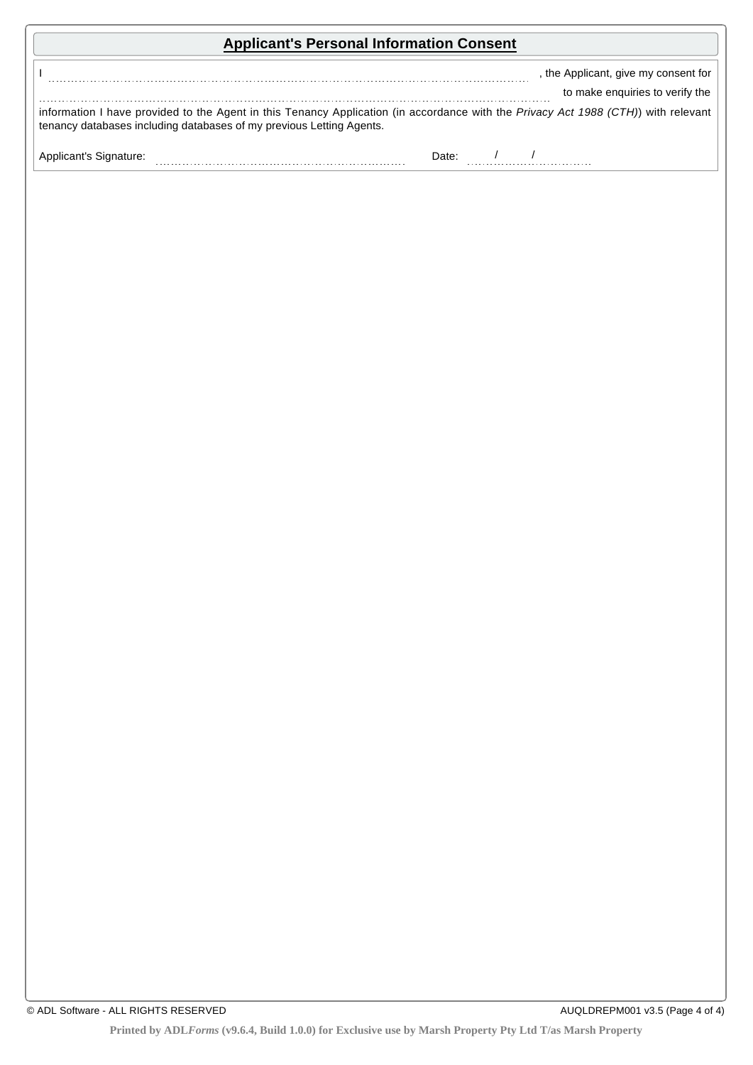## Applicant's Personal Information Consent

I ……………………………………………………………………………………………………………… , the Applicant, give my consent for ……………………………………………………………………………………………………………… to make enquiries to verify the information I have provided to the Agent in this Tenancy Application (in accordance with the *Privacy Act 1988 (CTH)*) with relevant tenancy databases including databases of my previous Letting Agents.

Applicant's Signature: ………………………………………………………… Date: ……/……/……

© ADL Software - ALL RIGHTS RESERVED

AUQLDREPM001 v3.5

**Printed by ADL*Forms* (v9.6.4, Build 1.0.0) for Exclusive use by Marsh Property Pty Ltd T/as Marsh Property**